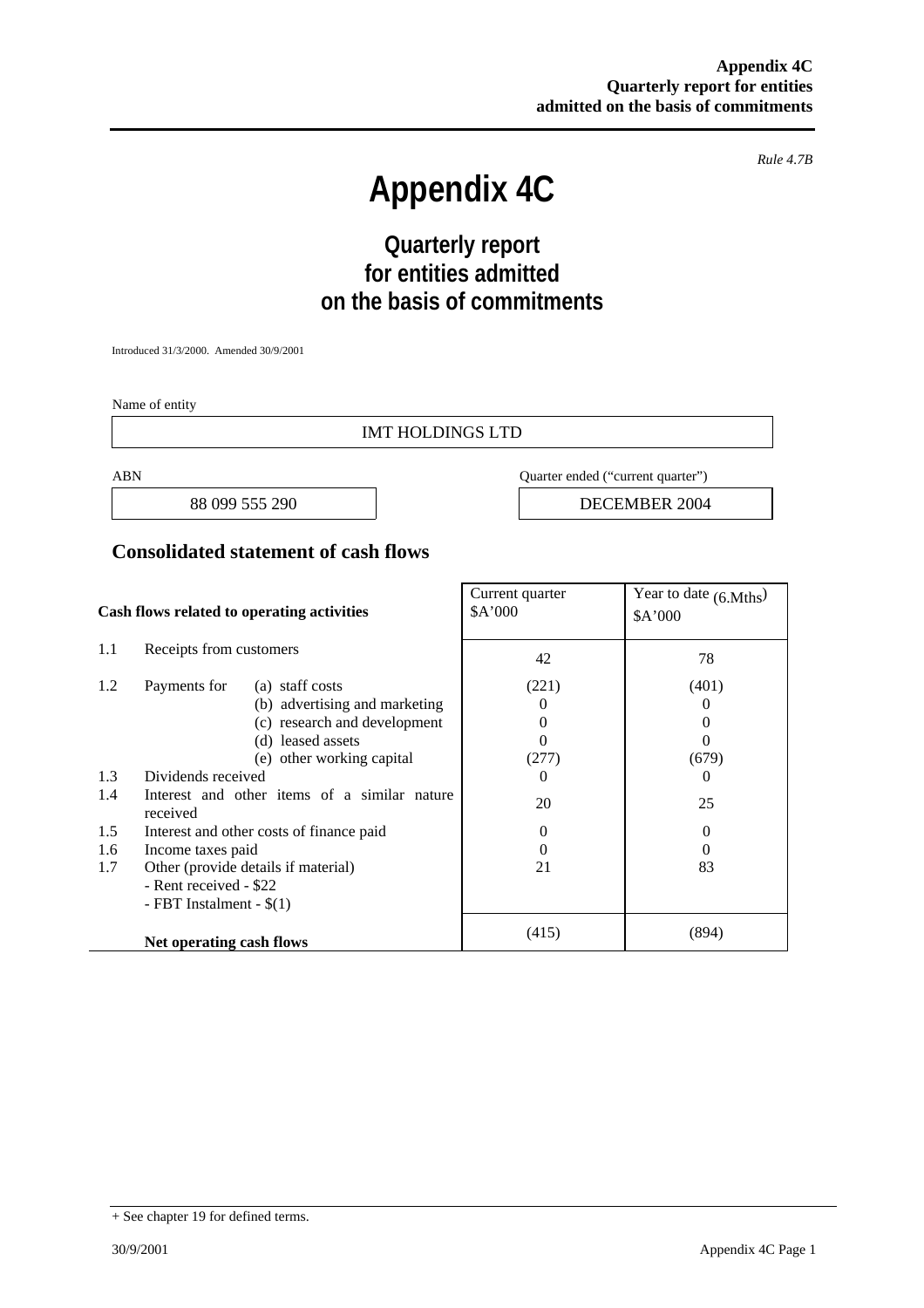Rule 4.7B

# Appendix 4C

## Quarterly report for entities admitted on the basis of commitments

Introduced 31/3/2000. Amended 30/9/2001

Name of entity

| IMT HOLDINGS LTD |
|---|

| ABN | Quarter ended ("current quarter") |
|---|---|
| 88 099 555 290 | DECEMBER 2004 |

## Consolidated statement of cash flows

| | Cash flows related to operating activities | Current quarter $A'000 | Year to date (6.Mths) $A'000 |
|---|---|---|---|
| 1.1 | Receipts from customers | 42 | 78 |
| 1.2 | Payments for (a) staff costs | (221) | (401) |
| | (b) advertising and marketing | 0 | 0 |
| | (c) research and development | 0 | 0 |
| | (d) leased assets | 0 | 0 |
| | (e) other working capital | (277) | (679) |
| 1.3 | Dividends received | 0 | 0 |
| 1.4 | Interest and other items of a similar nature received | 20 | 25 |
| 1.5 | Interest and other costs of finance paid | 0 | 0 |
| 1.6 | Income taxes paid | 0 | 0 |
| 1.7 | Other (provide details if material)<br>- Rent received - $22<br>- FBT Instalment - $(1) | 21 | 83 |
| | **Net operating cash flows** | (415) | (894) |

+ See chapter 19 for defined terms.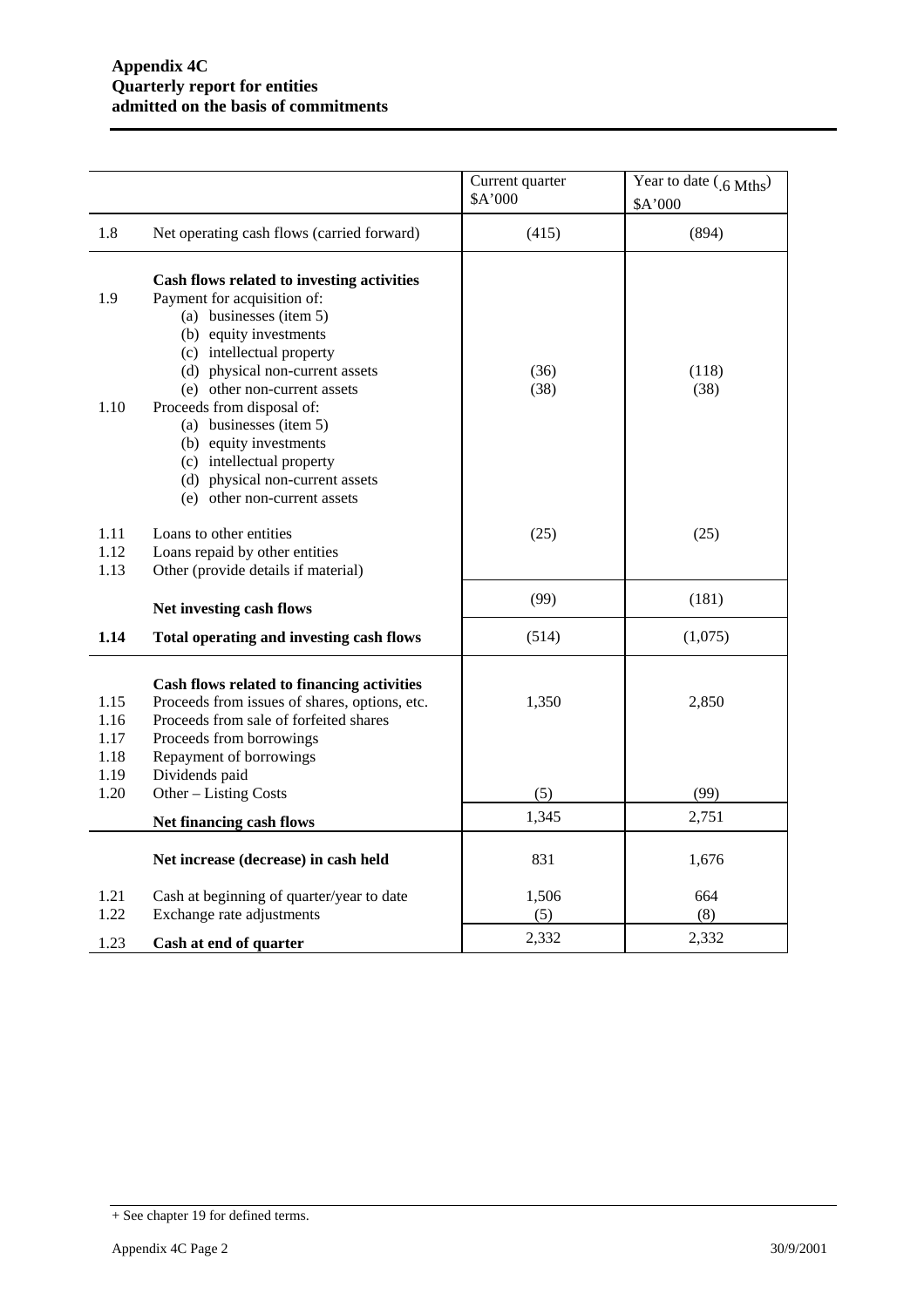**Appendix 4C**
**Quarterly report for entities**
**admitted on the basis of commitments**

| | | Current quarter $A'000 | Year to date (.6 Mths) $A'000 |
|---|---|---|---|
| 1.8 | Net operating cash flows (carried forward) | (415) | (894) |
| | **Cash flows related to investing activities** | | |
| 1.9 | Payment for acquisition of: | | |
| | (a) businesses (item 5) | | |
| | (b) equity investments | | |
| | (c) intellectual property | | |
| | (d) physical non-current assets | (36) | (118) |
| | (e) other non-current assets | (38) | (38) |
| 1.10 | Proceeds from disposal of: | | |
| | (a) businesses (item 5) | | |
| | (b) equity investments | | |
| | (c) intellectual property | | |
| | (d) physical non-current assets | | |
| | (e) other non-current assets | | |
| 1.11 | Loans to other entities | (25) | (25) |
| 1.12 | Loans repaid by other entities | | |
| 1.13 | Other (provide details if material) | | |
| | **Net investing cash flows** | (99) | (181) |
| **1.14** | **Total operating and investing cash flows** | (514) | (1,075) |
| | **Cash flows related to financing activities** | | |
| 1.15 | Proceeds from issues of shares, options, etc. | 1,350 | 2,850 |
| 1.16 | Proceeds from sale of forfeited shares | | |
| 1.17 | Proceeds from borrowings | | |
| 1.18 | Repayment of borrowings | | |
| 1.19 | Dividends paid | | |
| 1.20 | Other – Listing Costs | (5) | (99) |
| | **Net financing cash flows** | 1,345 | 2,751 |
| | **Net increase (decrease) in cash held** | 831 | 1,676 |
| 1.21 | Cash at beginning of quarter/year to date | 1,506 | 664 |
| 1.22 | Exchange rate adjustments | (5) | (8) |
| 1.23 | **Cash at end of quarter** | 2,332 | 2,332 |

+ See chapter 19 for defined terms.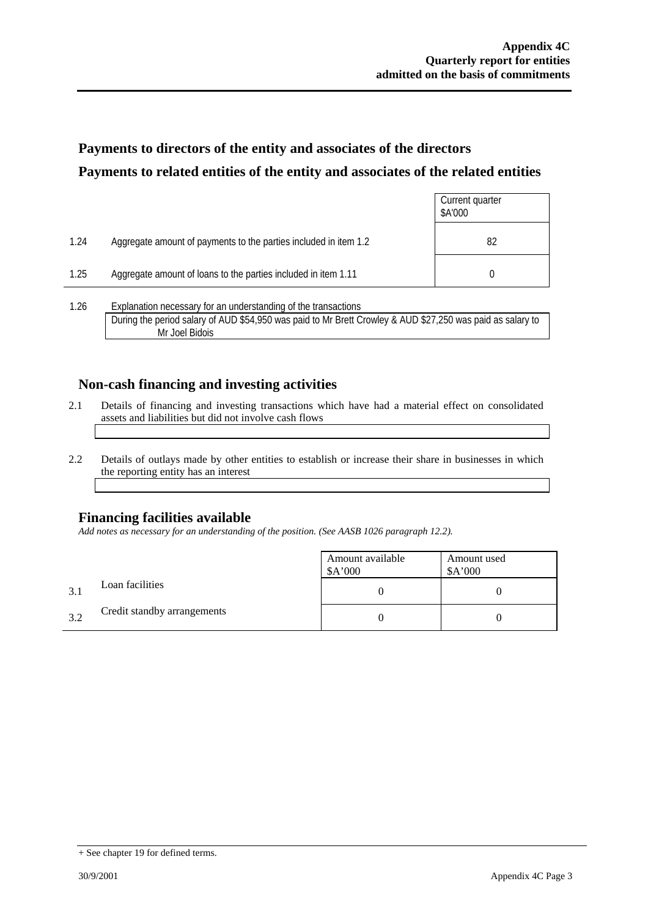## Payments to directors of the entity and associates of the directors

## Payments to related entities of the entity and associates of the related entities

| | | Current quarter $A'000 |
|---|---|---|
| 1.24 | Aggregate amount of payments to the parties included in item 1.2 | 82 |
| 1.25 | Aggregate amount of loans to the parties included in item 1.11 | 0 |

1.26 Explanation necessary for an understanding of the transactions

During the period salary of AUD $54,950 was paid to Mr Brett Crowley & AUD $27,250 was paid as salary to Mr Joel Bidois

## Non-cash financing and investing activities

2.1 Details of financing and investing transactions which have had a material effect on consolidated assets and liabilities but did not involve cash flows

2.2 Details of outlays made by other entities to establish or increase their share in businesses in which the reporting entity has an interest

## Financing facilities available

*Add notes as necessary for an understanding of the position. (See AASB 1026 paragraph 12.2).*

| | | Amount available $A'000 | Amount used $A'000 |
|---|---|---|---|
| 3.1 | Loan facilities | 0 | 0 |
| 3.2 | Credit standby arrangements | 0 | 0 |

+ See chapter 19 for defined terms.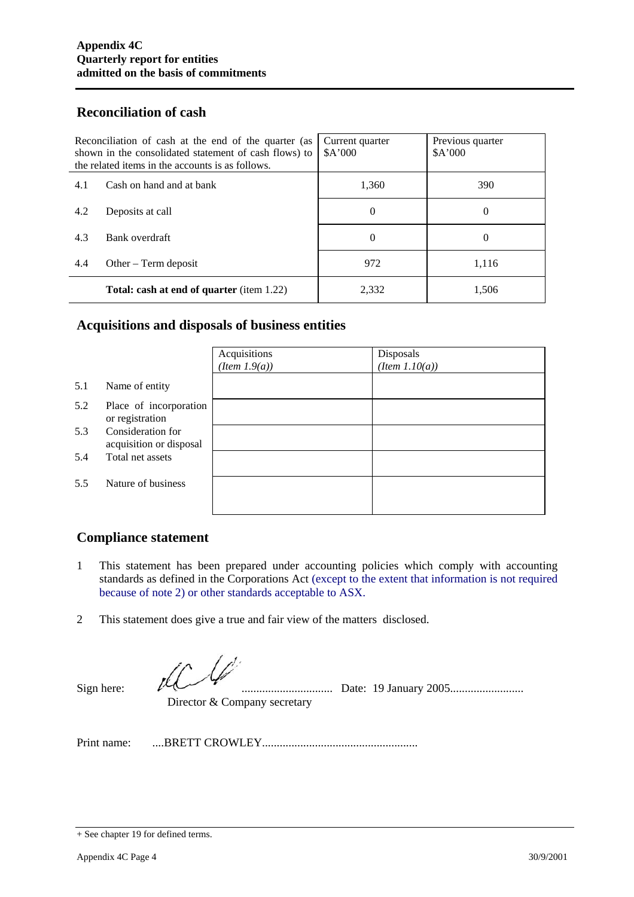**Appendix 4C**
**Quarterly report for entities admitted on the basis of commitments**

## Reconciliation of cash

| Reconciliation of cash at the end of the quarter (as shown in the consolidated statement of cash flows) to the related items in the accounts is as follows. | | Current quarter $A'000 | Previous quarter $A'000 |
|---|---|---|---|
| 4.1 | Cash on hand and at bank | 1,360 | 390 |
| 4.2 | Deposits at call | 0 | 0 |
| 4.3 | Bank overdraft | 0 | 0 |
| 4.4 | Other – Term deposit | 972 | 1,116 |
| | **Total: cash at end of quarter** (item 1.22) | 2,332 | 1,506 |

## Acquisitions and disposals of business entities

| | | Acquisitions *(Item 1.9(a))* | Disposals *(Item 1.10(a))* |
|---|---|---|---|
| 5.1 | Name of entity | | |
| 5.2 | Place of incorporation or registration | | |
| 5.3 | Consideration for acquisition or disposal | | |
| 5.4 | Total net assets | | |
| 5.5 | Nature of business | | |

## Compliance statement

1. This statement has been prepared under accounting policies which comply with accounting standards as defined in the Corporations Act (except to the extent that information is not required because of note 2) or other standards acceptable to ASX.

2. This statement does give a true and fair view of the matters disclosed.

Sign here: .............................. Date: 19 January 2005.........................
Director & Company secretary

Print name: ....BRETT CROWLEY.....................................................

+ See chapter 19 for defined terms.